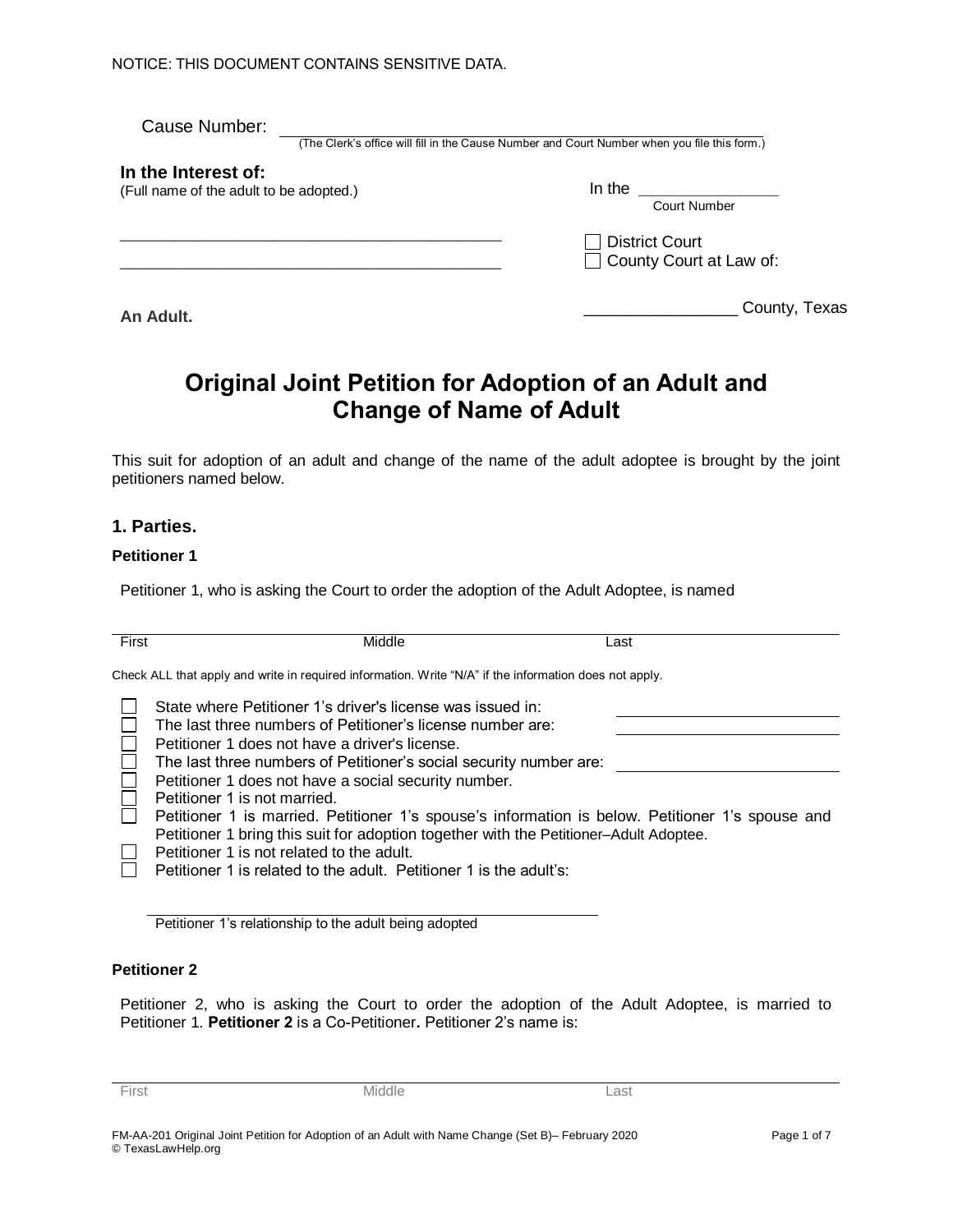NOTICE: THIS DOCUMENT CONTAINS SENSITIVE DATA.

Cause Number: ______________________________________________
(The Clerk's office will fill in the Cause Number and Court Number when you file this form.)

**In the Interest of:**
(Full name of the adult to be adopted.)

_____________________________________________
_____________________________________________

**An Adult.**

In the _______________
Court Number

☐ District Court
☐ County Court at Law of:

_________________ County, Texas

# Original Joint Petition for Adoption of an Adult and Change of Name of Adult

This suit for adoption of an adult and change of the name of the adult adoptee is brought by the joint petitioners named below.

## 1. Parties.

### Petitioner 1

Petitioner 1, who is asking the Court to order the adoption of the Adult Adoptee, is named

_____________________________________________
First Middle Last

Check ALL that apply and write in required information. Write "N/A" if the information does not apply.

- ☐ State where Petitioner 1's driver's license was issued in: ____________________
- ☐ The last three numbers of Petitioner's license number are: ____________________
- ☐ Petitioner 1 does not have a driver's license.
- ☐ The last three numbers of Petitioner's social security number are: ____________________
- ☐ Petitioner 1 does not have a social security number.
- ☐ Petitioner 1 is not married.
- ☐ Petitioner 1 is married. Petitioner 1's spouse's information is below. Petitioner 1's spouse and Petitioner 1 bring this suit for adoption together with the Petitioner–Adult Adoptee.
- ☐ Petitioner 1 is not related to the adult.
- ☐ Petitioner 1 is related to the adult. Petitioner 1 is the adult's:

_____________________________________________
Petitioner 1's relationship to the adult being adopted

### Petitioner 2

Petitioner 2, who is asking the Court to order the adoption of the Adult Adoptee, is married to Petitioner 1. **Petitioner 2** is a Co-Petitioner**.** Petitioner 2's name is:

_____________________________________________
First Middle Last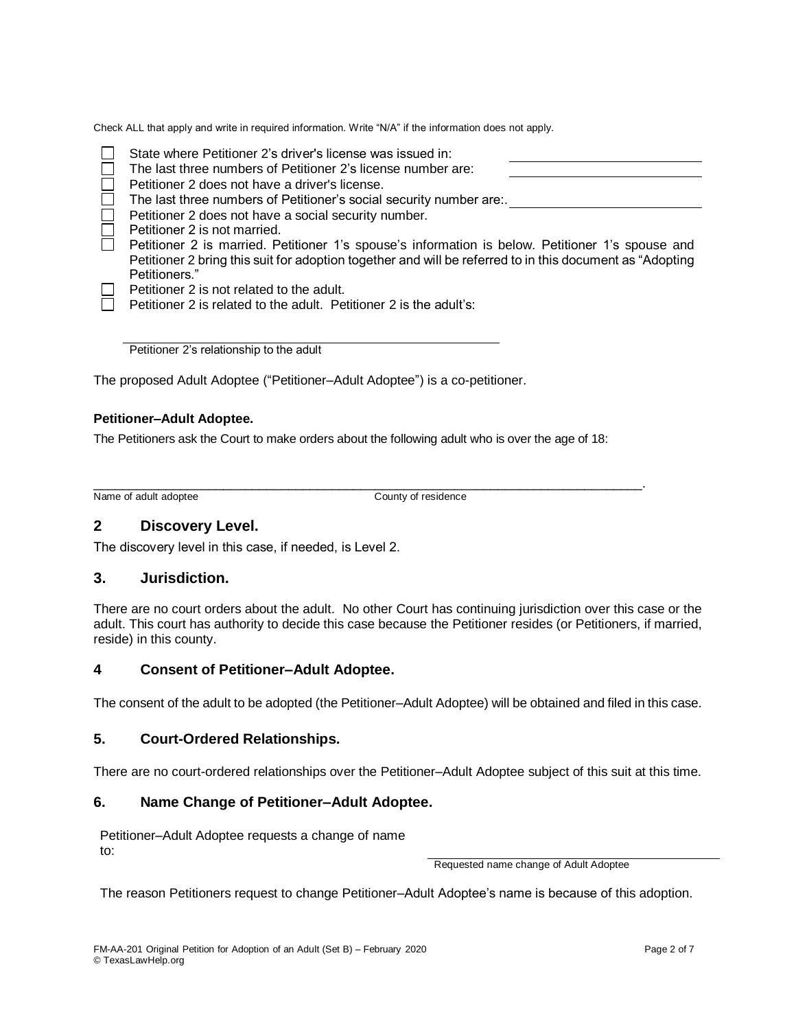Check ALL that apply and write in required information. Write "N/A" if the information does not apply.

- ☐ State where Petitioner 2's driver's license was issued in: ______________________
- ☐ The last three numbers of Petitioner 2's license number are: ______________________
- ☐ Petitioner 2 does not have a driver's license.
- ☐ The last three numbers of Petitioner's social security number are:. ______________________
- ☐ Petitioner 2 does not have a social security number.
- ☐ Petitioner 2 is not married.
- ☐ Petitioner 2 is married. Petitioner 1's spouse's information is below. Petitioner 1's spouse and Petitioner 2 bring this suit for adoption together and will be referred to in this document as "Adopting Petitioners."
- ☐ Petitioner 2 is not related to the adult.
- ☐ Petitioner 2 is related to the adult. Petitioner 2 is the adult's:

______________________________________________
Petitioner 2's relationship to the adult

The proposed Adult Adoptee ("Petitioner–Adult Adoptee") is a co-petitioner.

**Petitioner–Adult Adoptee.**

The Petitioners ask the Court to make orders about the following adult who is over the age of 18:

______________________________________________________________________________.
Name of adult adoptee                                        County of residence

## 2 Discovery Level.

The discovery level in this case, if needed, is Level 2.

## 3. Jurisdiction.

There are no court orders about the adult. No other Court has continuing jurisdiction over this case or the adult. This court has authority to decide this case because the Petitioner resides (or Petitioners, if married, reside) in this county.

## 4 Consent of Petitioner–Adult Adoptee.

The consent of the adult to be adopted (the Petitioner–Adult Adoptee) will be obtained and filed in this case.

## 5. Court-Ordered Relationships.

There are no court-ordered relationships over the Petitioner–Adult Adoptee subject of this suit at this time.

## 6. Name Change of Petitioner–Adult Adoptee.

Petitioner–Adult Adoptee requests a change of name to: ______________________________________
Requested name change of Adult Adoptee

The reason Petitioners request to change Petitioner–Adult Adoptee's name is because of this adoption.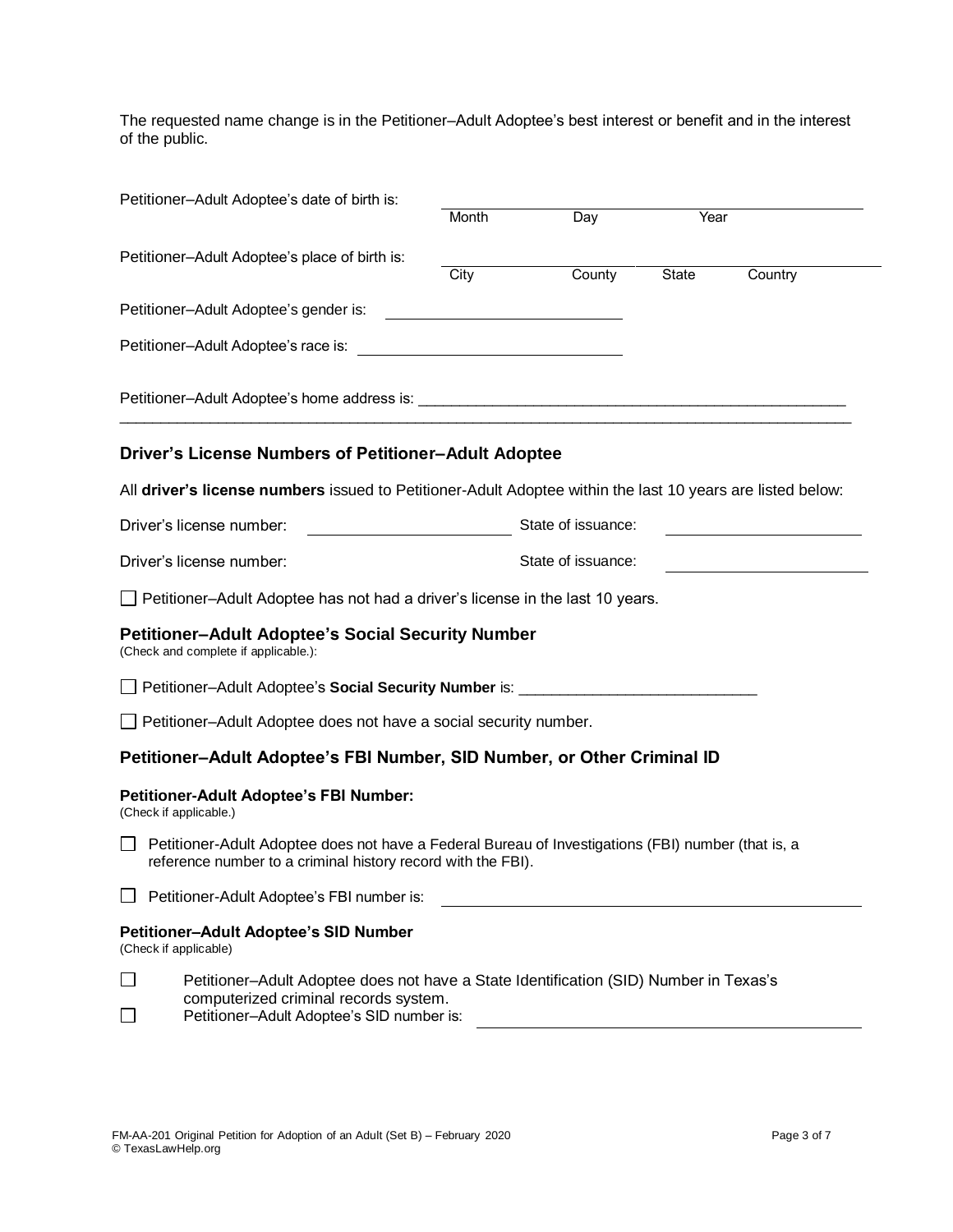The requested name change is in the Petitioner–Adult Adoptee's best interest or benefit and in the interest of the public.

Petitioner–Adult Adoptee's date of birth is: ______________________________
Month Day Year

Petitioner–Adult Adoptee's place of birth is: ______________________________
City County State Country

Petitioner–Adult Adoptee's gender is: ______________________________

Petitioner–Adult Adoptee's race is: ______________________________

Petitioner–Adult Adoptee's home address is: ______________________________________________________
_____________________________________________________________________________________

## Driver's License Numbers of Petitioner–Adult Adoptee

All **driver's license numbers** issued to Petitioner-Adult Adoptee within the last 10 years are listed below:

Driver's license number: ______________________ State of issuance: ______________________

Driver's license number: State of issuance: ______________________

☐ Petitioner–Adult Adoptee has not had a driver's license in the last 10 years.

## Petitioner–Adult Adoptee's Social Security Number

(Check and complete if applicable.):

☐ Petitioner–Adult Adoptee's **Social Security Number** is: ____________________________

☐ Petitioner–Adult Adoptee does not have a social security number.

## Petitioner–Adult Adoptee's FBI Number, SID Number, or Other Criminal ID

### Petitioner-Adult Adoptee's FBI Number:

(Check if applicable.)

☐ Petitioner-Adult Adoptee does not have a Federal Bureau of Investigations (FBI) number (that is, a reference number to a criminal history record with the FBI).

☐ Petitioner-Adult Adoptee's FBI number is: ______________________________________________

### Petitioner–Adult Adoptee's SID Number

(Check if applicable)

☐ Petitioner–Adult Adoptee does not have a State Identification (SID) Number in Texas's computerized criminal records system.

☐ Petitioner–Adult Adoptee's SID number is: ______________________________________________

FM-AA-201 Original Petition for Adoption of an Adult (Set B) – February 2020
© TexasLawHelp.org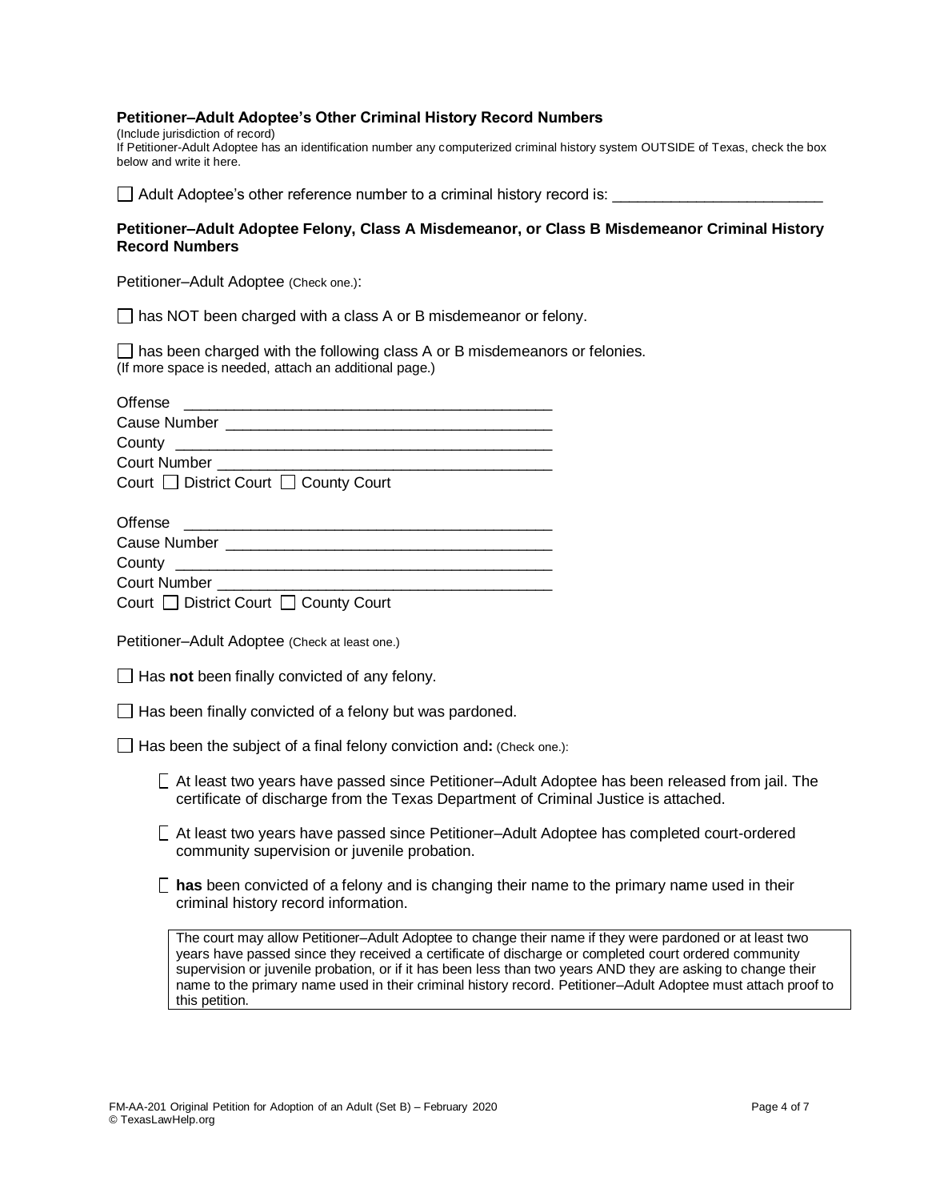**Petitioner–Adult Adoptee's Other Criminal History Record Numbers**

(Include jurisdiction of record)

If Petitioner-Adult Adoptee has an identification number any computerized criminal history system OUTSIDE of Texas, check the box below and write it here.

☐ Adult Adoptee's other reference number to a criminal history record is: ________________________

**Petitioner–Adult Adoptee Felony, Class A Misdemeanor, or Class B Misdemeanor Criminal History Record Numbers**

Petitioner–Adult Adoptee (Check one.):

☐ has NOT been charged with a class A or B misdemeanor or felony.

☐ has been charged with the following class A or B misdemeanors or felonies.
(If more space is needed, attach an additional page.)

Offense ____________________________________________
Cause Number ______________________________________
County ____________________________________________
Court Number ______________________________________
Court ☐ District Court ☐ County Court

Offense ____________________________________________
Cause Number ______________________________________
County ____________________________________________
Court Number ______________________________________
Court ☐ District Court ☐ County Court

Petitioner–Adult Adoptee (Check at least one.)

☐ Has **not** been finally convicted of any felony.

☐ Has been finally convicted of a felony but was pardoned.

☐ Has been the subject of a final felony conviction and**:** (Check one.):

- ☐ At least two years have passed since Petitioner–Adult Adoptee has been released from jail. The certificate of discharge from the Texas Department of Criminal Justice is attached.
- ☐ At least two years have passed since Petitioner–Adult Adoptee has completed court-ordered community supervision or juvenile probation.
- ☐ **has** been convicted of a felony and is changing their name to the primary name used in their criminal history record information.

> The court may allow Petitioner–Adult Adoptee to change their name if they were pardoned or at least two years have passed since they received a certificate of discharge or completed court ordered community supervision or juvenile probation, or if it has been less than two years AND they are asking to change their name to the primary name used in their criminal history record. Petitioner–Adult Adoptee must attach proof to this petition.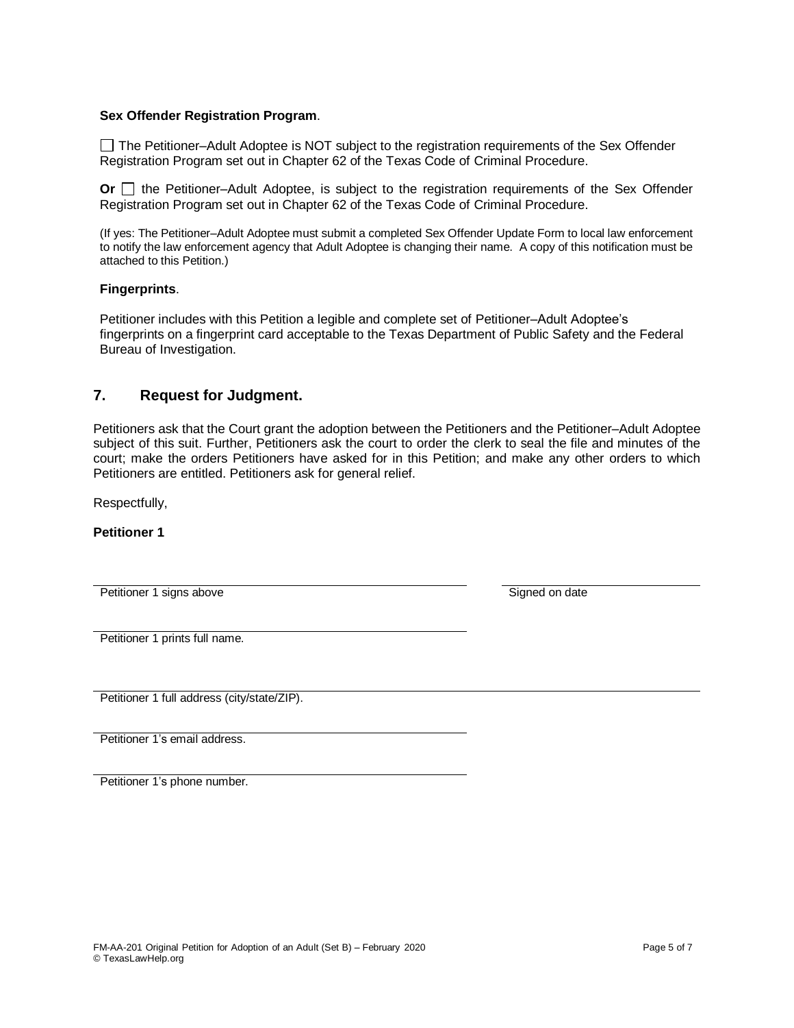**Sex Offender Registration Program**.

☐ The Petitioner–Adult Adoptee is NOT subject to the registration requirements of the Sex Offender Registration Program set out in Chapter 62 of the Texas Code of Criminal Procedure.

**Or** ☐ the Petitioner–Adult Adoptee, is subject to the registration requirements of the Sex Offender Registration Program set out in Chapter 62 of the Texas Code of Criminal Procedure.

(If yes: The Petitioner–Adult Adoptee must submit a completed Sex Offender Update Form to local law enforcement to notify the law enforcement agency that Adult Adoptee is changing their name. A copy of this notification must be attached to this Petition.)

**Fingerprints**.

Petitioner includes with this Petition a legible and complete set of Petitioner–Adult Adoptee's fingerprints on a fingerprint card acceptable to the Texas Department of Public Safety and the Federal Bureau of Investigation.

## 7. Request for Judgment.

Petitioners ask that the Court grant the adoption between the Petitioners and the Petitioner–Adult Adoptee subject of this suit. Further, Petitioners ask the court to order the clerk to seal the file and minutes of the court; make the orders Petitioners have asked for in this Petition; and make any other orders to which Petitioners are entitled. Petitioners ask for general relief.

Respectfully,

**Petitioner 1**

______________________________ ______________________________
Petitioner 1 signs above Signed on date

______________________________
Petitioner 1 prints full name.

______________________________
Petitioner 1 full address (city/state/ZIP).

______________________________
Petitioner 1's email address.

______________________________
Petitioner 1's phone number.

FM-AA-201 Original Petition for Adoption of an Adult (Set B) – February 2020
© TexasLawHelp.org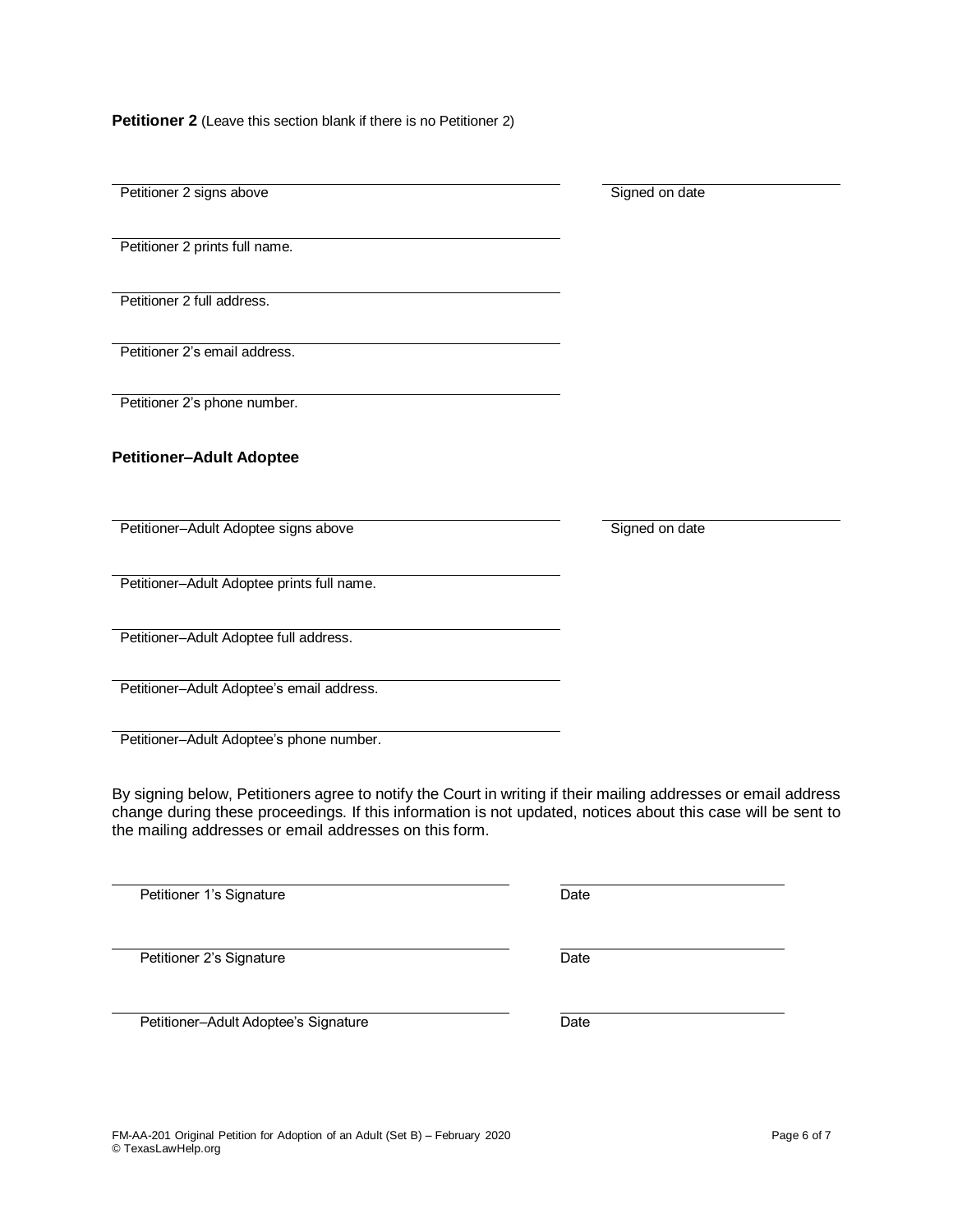**Petitioner 2** (Leave this section blank if there is no Petitioner 2)

______________________________________________ ______________________
Petitioner 2 signs above Signed on date

______________________________________________
Petitioner 2 prints full name.

______________________________________________
Petitioner 2 full address.

______________________________________________
Petitioner 2's email address.

______________________________________________
Petitioner 2's phone number.

**Petitioner–Adult Adoptee**

______________________________________________ ______________________
Petitioner–Adult Adoptee signs above Signed on date

______________________________________________
Petitioner–Adult Adoptee prints full name.

______________________________________________
Petitioner–Adult Adoptee full address.

______________________________________________
Petitioner–Adult Adoptee's email address.

______________________________________________
Petitioner–Adult Adoptee's phone number.

By signing below, Petitioners agree to notify the Court in writing if their mailing addresses or email address change during these proceedings. If this information is not updated, notices about this case will be sent to the mailing addresses or email addresses on this form.

______________________________________________ ______________________
Petitioner 1's Signature Date

______________________________________________ ______________________
Petitioner 2's Signature Date

______________________________________________ ______________________
Petitioner–Adult Adoptee's Signature Date

FM-AA-201 Original Petition for Adoption of an Adult (Set B) – February 2020
© TexasLawHelp.org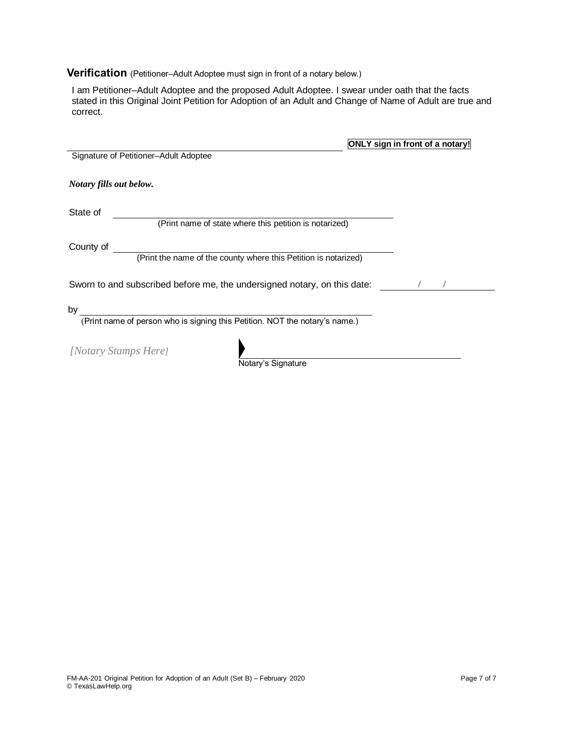**Verification** (Petitioner–Adult Adoptee must sign in front of a notary below.)

I am Petitioner–Adult Adoptee and the proposed Adult Adoptee. I swear under oath that the facts stated in this Original Joint Petition for Adoption of an Adult and Change of Name of Adult are true and correct.

\_\_\_\_\_\_\_\_\_\_\_\_\_\_\_\_\_\_\_\_\_\_\_\_\_\_\_\_\_\_\_\_\_\_\_\_\_\_\_\_\_\_\_\_ **ONLY sign in front of a notary!**
Signature of Petitioner–Adult Adoptee

***Notary fills out below.***

State of \_\_\_\_\_\_\_\_\_\_\_\_\_\_\_\_\_\_\_\_\_\_\_\_\_\_\_\_\_\_\_\_\_\_\_\_\_\_\_\_\_\_\_\_
(Print name of state where this petition is notarized)

County of \_\_\_\_\_\_\_\_\_\_\_\_\_\_\_\_\_\_\_\_\_\_\_\_\_\_\_\_\_\_\_\_\_\_\_\_\_\_\_\_\_\_\_\_
(Print the name of the county where this Petition is notarized)

Sworn to and subscribed before me, the undersigned notary, on this date: \_\_\_\_\_/\_\_\_\_\_/\_\_\_\_\_\_\_\_

by \_\_\_\_\_\_\_\_\_\_\_\_\_\_\_\_\_\_\_\_\_\_\_\_\_\_\_\_\_\_\_\_\_\_\_\_\_\_\_\_\_\_\_\_\_\_\_\_
(Print name of person who is signing this Petition. NOT the notary's name.)

*[Notary Stamps Here]*

\_\_\_\_\_\_\_\_\_\_\_\_\_\_\_\_\_\_\_\_\_\_\_\_\_\_\_\_\_\_\_\_\_\_\_\_\_\_\_\_\_\_\_\_
Notary's Signature

FM-AA-201 Original Petition for Adoption of an Adult (Set B) – February 2020
© TexasLawHelp.org